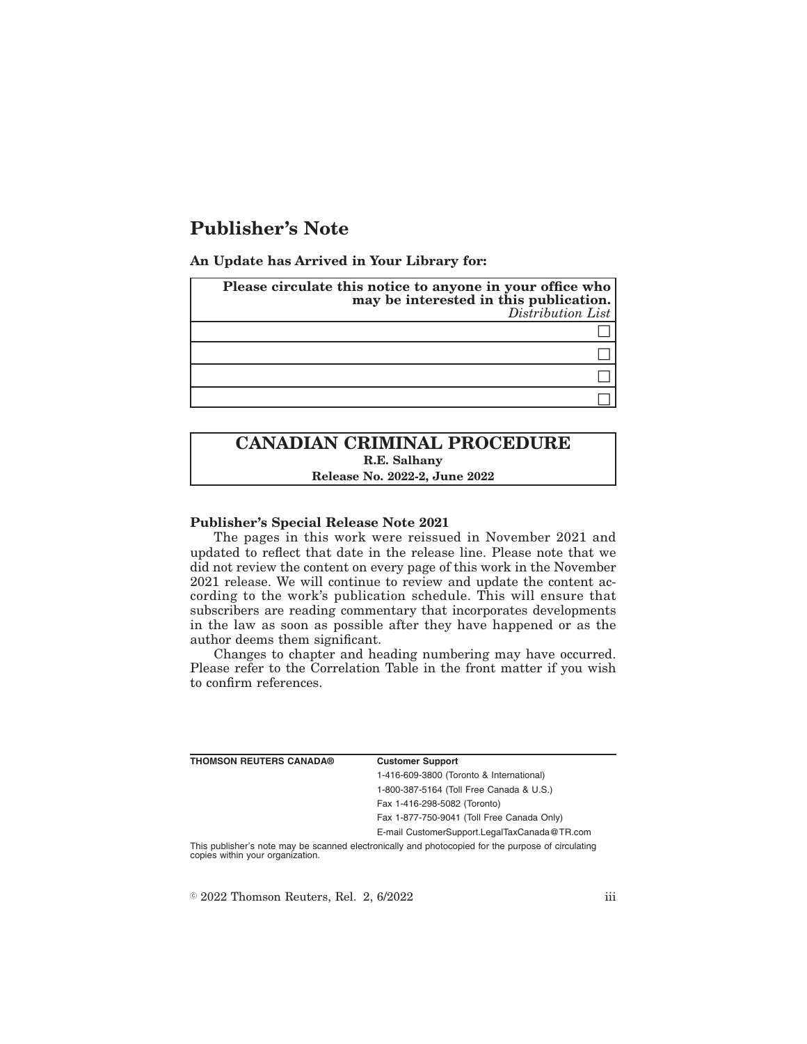# Publisher's Note

**An Update has Arrived in Your Library for:**

| **Please circulate this notice to anyone in your office who may be interested in this publication.** *Distribution List* |
| --- |
| ☐ |
| ☐ |
| ☐ |
| ☐ |

## CANADIAN CRIMINAL PROCEDURE

**R.E. Salhany**

**Release No. 2022-2, June 2022**

**Publisher's Special Release Note 2021**

The pages in this work were reissued in November 2021 and updated to reflect that date in the release line. Please note that we did not review the content on every page of this work in the November 2021 release. We will continue to review and update the content according to the work's publication schedule. This will ensure that subscribers are reading commentary that incorporates developments in the law as soon as possible after they have happened or as the author deems them significant.

Changes to chapter and heading numbering may have occurred. Please refer to the Correlation Table in the front matter if you wish to confirm references.

| **THOMSON REUTERS CANADA®** | **Customer Support** |
| --- | --- |
| | 1-416-609-3800 (Toronto & International) |
| | 1-800-387-5164 (Toll Free Canada & U.S.) |
| | Fax 1-416-298-5082 (Toronto) |
| | Fax 1-877-750-9041 (Toll Free Canada Only) |
| | E-mail CustomerSupport.LegalTaxCanada@TR.com |

This publisher's note may be scanned electronically and photocopied for the purpose of circulating copies within your organization.

© 2022 Thomson Reuters, Rel. 2, 6/2022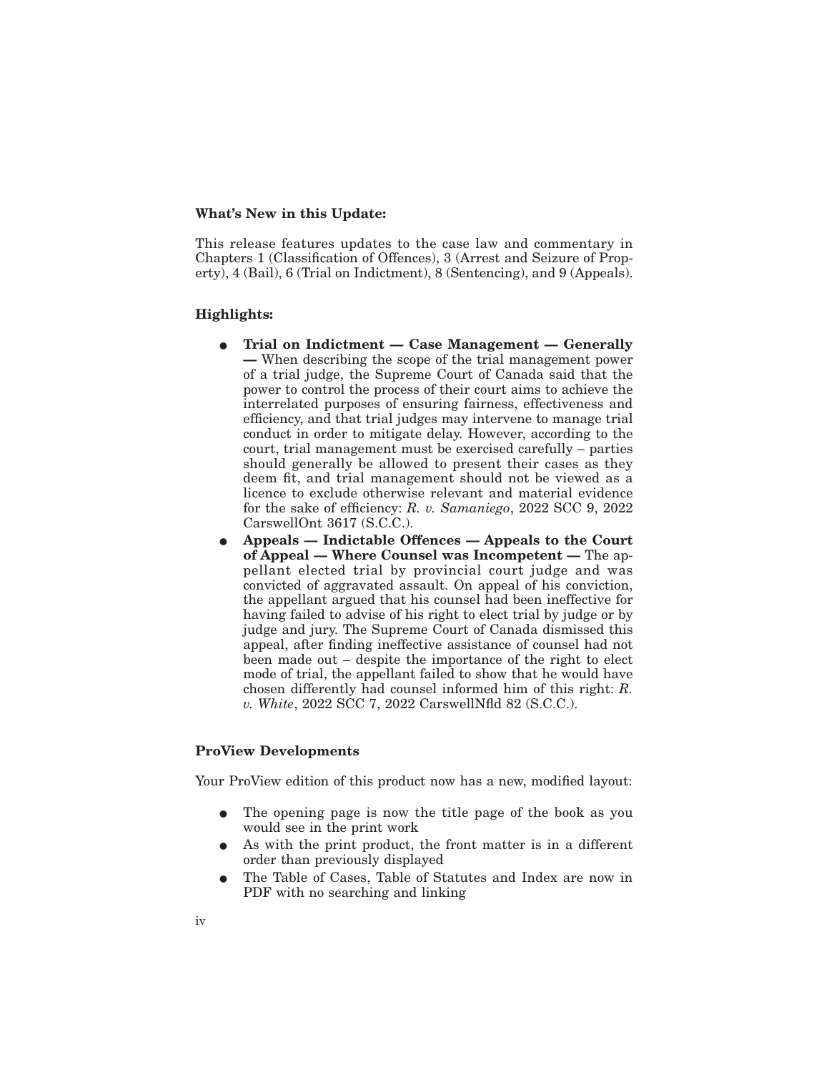**What's New in this Update:**

This release features updates to the case law and commentary in Chapters 1 (Classification of Offences), 3 (Arrest and Seizure of Property), 4 (Bail), 6 (Trial on Indictment), 8 (Sentencing), and 9 (Appeals).

**Highlights:**

- **Trial on Indictment — Case Management — Generally —** When describing the scope of the trial management power of a trial judge, the Supreme Court of Canada said that the power to control the process of their court aims to achieve the interrelated purposes of ensuring fairness, effectiveness and efficiency, and that trial judges may intervene to manage trial conduct in order to mitigate delay. However, according to the court, trial management must be exercised carefully – parties should generally be allowed to present their cases as they deem fit, and trial management should not be viewed as a licence to exclude otherwise relevant and material evidence for the sake of efficiency: *R. v. Samaniego*, 2022 SCC 9, 2022 CarswellOnt 3617 (S.C.C.).
- **Appeals — Indictable Offences — Appeals to the Court of Appeal — Where Counsel was Incompetent —** The appellant elected trial by provincial court judge and was convicted of aggravated assault. On appeal of his conviction, the appellant argued that his counsel had been ineffective for having failed to advise of his right to elect trial by judge or by judge and jury. The Supreme Court of Canada dismissed this appeal, after finding ineffective assistance of counsel had not been made out – despite the importance of the right to elect mode of trial, the appellant failed to show that he would have chosen differently had counsel informed him of this right: *R. v. White*, 2022 SCC 7, 2022 CarswellNfld 82 (S.C.C.).

**ProView Developments**

Your ProView edition of this product now has a new, modified layout:

- The opening page is now the title page of the book as you would see in the print work
- As with the print product, the front matter is in a different order than previously displayed
- The Table of Cases, Table of Statutes and Index are now in PDF with no searching and linking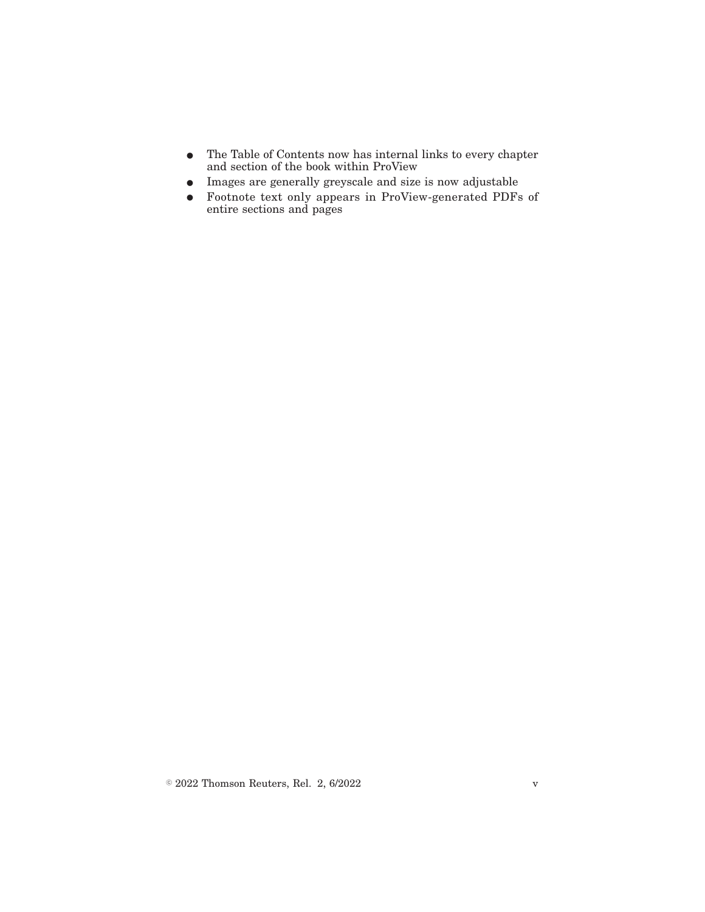- The Table of Contents now has internal links to every chapter and section of the book within ProView
- Images are generally greyscale and size is now adjustable
- Footnote text only appears in ProView-generated PDFs of entire sections and pages